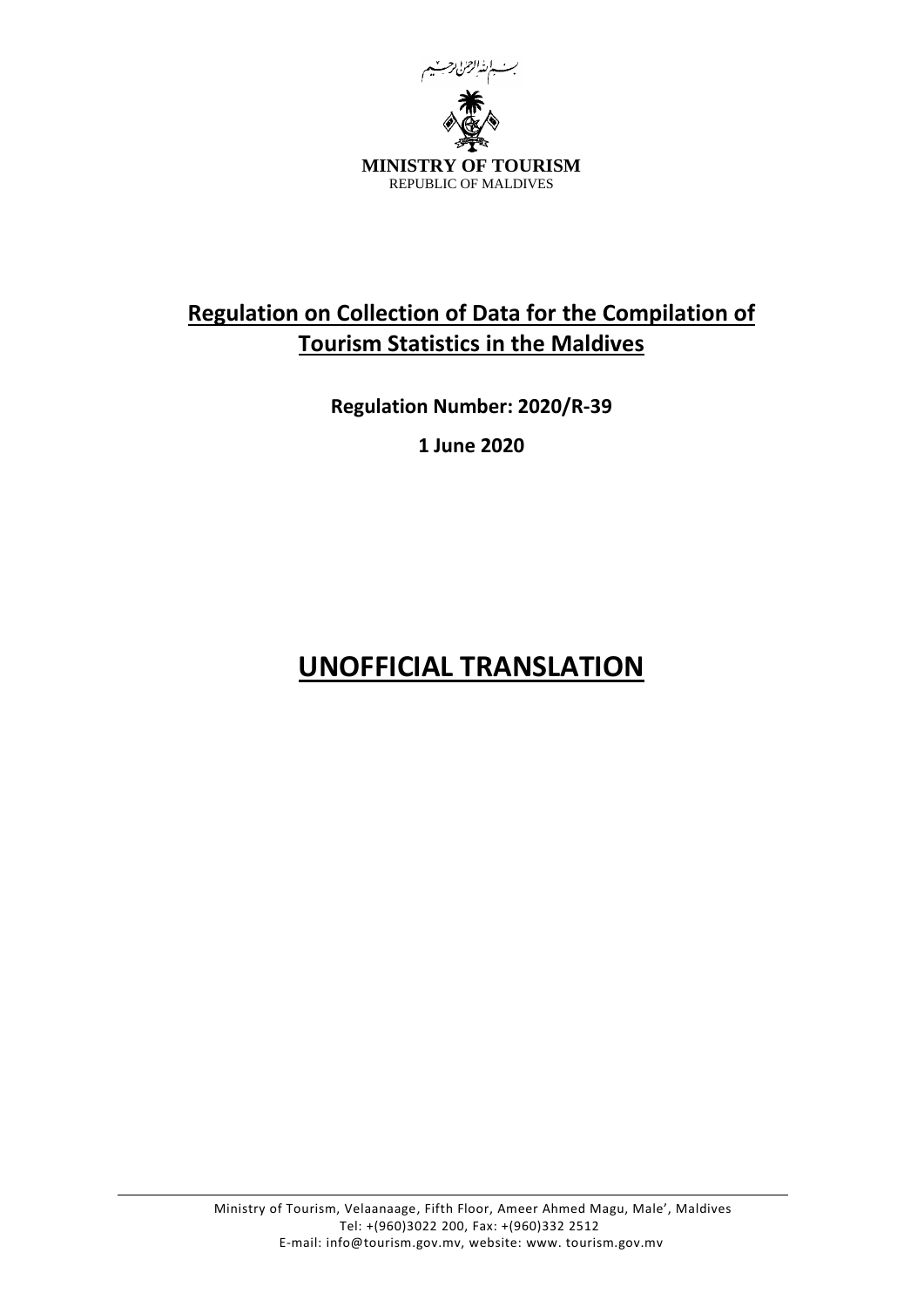بسم الله الرحمن الرحيم

**MINISTRY OF TOURISM**
REPUBLIC OF MALDIVES

# Regulation on Collection of Data for the Compilation of Tourism Statistics in the Maldives

**Regulation Number: 2020/R-39**

**1 June 2020**

# UNOFFICIAL TRANSLATION

Ministry of Tourism, Velaanaage, Fifth Floor, Ameer Ahmed Magu, Male', Maldives
Tel: +(960)3022 200, Fax: +(960)332 2512
E-mail: info@tourism.gov.mv, website: www. tourism.gov.mv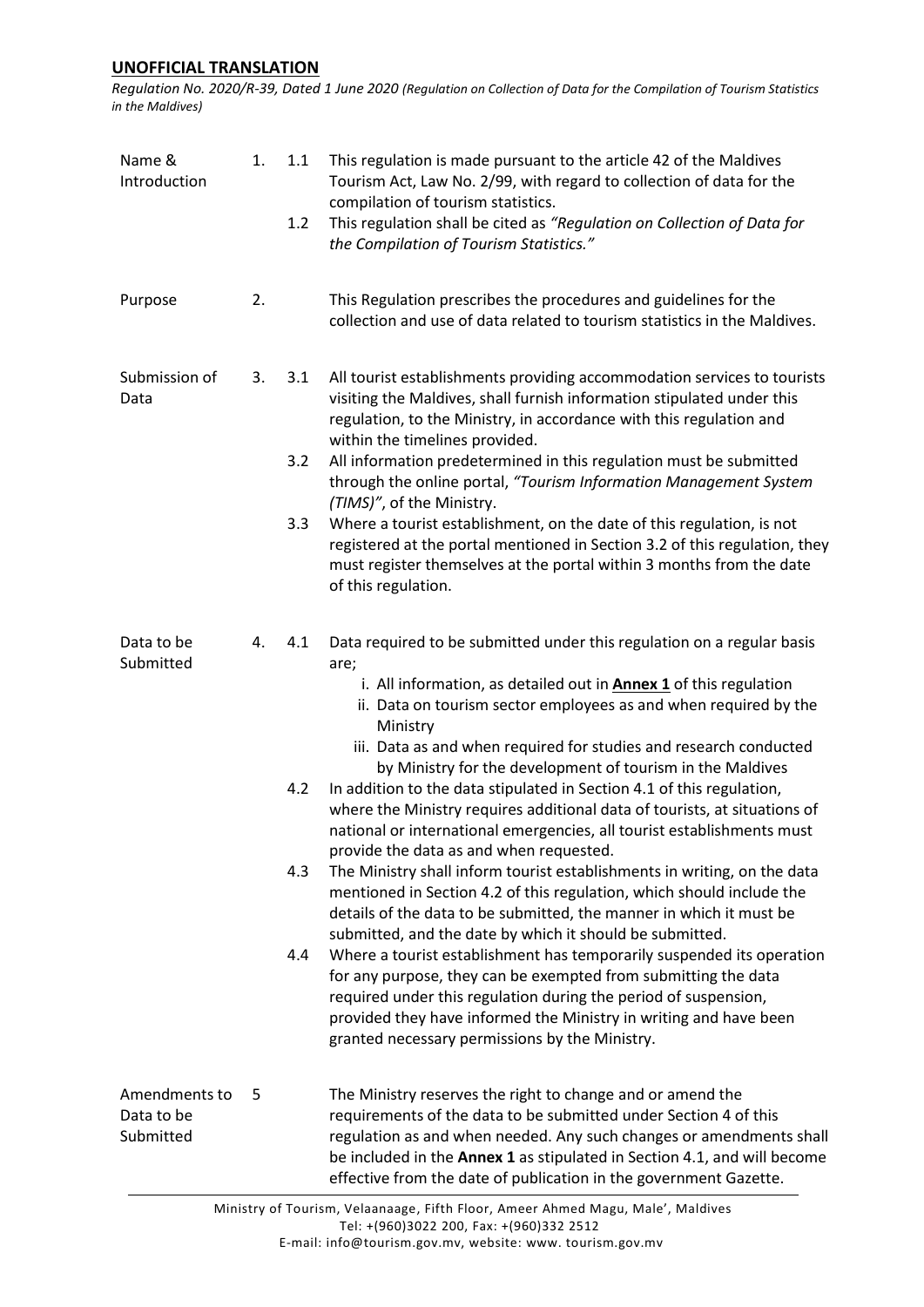**UNOFFICIAL TRANSLATION**

*Regulation No. 2020/R-39, Dated 1 June 2020 (Regulation on Collection of Data for the Compilation of Tourism Statistics in the Maldives)*

**Name & Introduction**

1.

1.1 This regulation is made pursuant to the article 42 of the Maldives Tourism Act, Law No. 2/99, with regard to collection of data for the compilation of tourism statistics.

1.2 This regulation shall be cited as *"Regulation on Collection of Data for the Compilation of Tourism Statistics."*

**Purpose**

2. This Regulation prescribes the procedures and guidelines for the collection and use of data related to tourism statistics in the Maldives.

**Submission of Data**

3.

3.1 All tourist establishments providing accommodation services to tourists visiting the Maldives, shall furnish information stipulated under this regulation, to the Ministry, in accordance with this regulation and within the timelines provided.

3.2 All information predetermined in this regulation must be submitted through the online portal, *"Tourism Information Management System (TIMS)"*, of the Ministry.

3.3 Where a tourist establishment, on the date of this regulation, is not registered at the portal mentioned in Section 3.2 of this regulation, they must register themselves at the portal within 3 months from the date of this regulation.

**Data to be Submitted**

4.

4.1 Data required to be submitted under this regulation on a regular basis are;

i. All information, as detailed out in **Annex 1** of this regulation
ii. Data on tourism sector employees as and when required by the Ministry
iii. Data as and when required for studies and research conducted by Ministry for the development of tourism in the Maldives

4.2 In addition to the data stipulated in Section 4.1 of this regulation, where the Ministry requires additional data of tourists, at situations of national or international emergencies, all tourist establishments must provide the data as and when requested.

4.3 The Ministry shall inform tourist establishments in writing, on the data mentioned in Section 4.2 of this regulation, which should include the details of the data to be submitted, the manner in which it must be submitted, and the date by which it should be submitted.

4.4 Where a tourist establishment has temporarily suspended its operation for any purpose, they can be exempted from submitting the data required under this regulation during the period of suspension, provided they have informed the Ministry in writing and have been granted necessary permissions by the Ministry.

**Amendments to Data to be Submitted**

5 The Ministry reserves the right to change and or amend the requirements of the data to be submitted under Section 4 of this regulation as and when needed. Any such changes or amendments shall be included in the **Annex 1** as stipulated in Section 4.1, and will become effective from the date of publication in the government Gazette.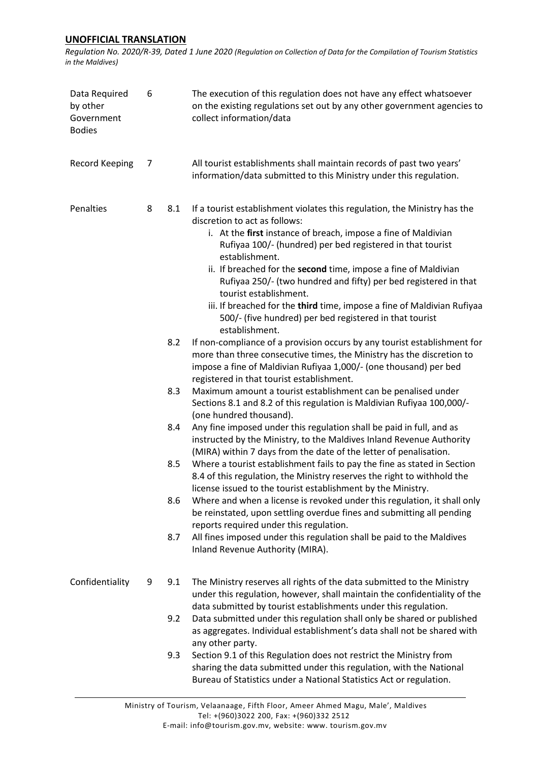| | | | |
|---|---|---|---|
| Data Required by other Government Bodies | 6 | | The execution of this regulation does not have any effect whatsoever on the existing regulations set out by any other government agencies to collect information/data |
| Record Keeping | 7 | | All tourist establishments shall maintain records of past two years' information/data submitted to this Ministry under this regulation. |
| Penalties | 8 | 8.1 | If a tourist establishment violates this regulation, the Ministry has the discretion to act as follows:<br>i. At the **first** instance of breach, impose a fine of Maldivian Rufiyaa 100/- (hundred) per bed registered in that tourist establishment.<br>ii. If breached for the **second** time, impose a fine of Maldivian Rufiyaa 250/- (two hundred and fifty) per bed registered in that tourist establishment.<br>iii. If breached for the **third** time, impose a fine of Maldivian Rufiyaa 500/- (five hundred) per bed registered in that tourist establishment. |
| | | 8.2 | If non-compliance of a provision occurs by any tourist establishment for more than three consecutive times, the Ministry has the discretion to impose a fine of Maldivian Rufiyaa 1,000/- (one thousand) per bed registered in that tourist establishment. |
| | | 8.3 | Maximum amount a tourist establishment can be penalised under Sections 8.1 and 8.2 of this regulation is Maldivian Rufiyaa 100,000/- (one hundred thousand). |
| | | 8.4 | Any fine imposed under this regulation shall be paid in full, and as instructed by the Ministry, to the Maldives Inland Revenue Authority (MIRA) within 7 days from the date of the letter of penalisation. |
| | | 8.5 | Where a tourist establishment fails to pay the fine as stated in Section 8.4 of this regulation, the Ministry reserves the right to withhold the license issued to the tourist establishment by the Ministry. |
| | | 8.6 | Where and when a license is revoked under this regulation, it shall only be reinstated, upon settling overdue fines and submitting all pending reports required under this regulation. |
| | | 8.7 | All fines imposed under this regulation shall be paid to the Maldives Inland Revenue Authority (MIRA). |
| Confidentiality | 9 | 9.1 | The Ministry reserves all rights of the data submitted to the Ministry under this regulation, however, shall maintain the confidentiality of the data submitted by tourist establishments under this regulation. |
| | | 9.2 | Data submitted under this regulation shall only be shared or published as aggregates. Individual establishment's data shall not be shared with any other party. |
| | | 9.3 | Section 9.1 of this Regulation does not restrict the Ministry from sharing the data submitted under this regulation, with the National Bureau of Statistics under a National Statistics Act or regulation. |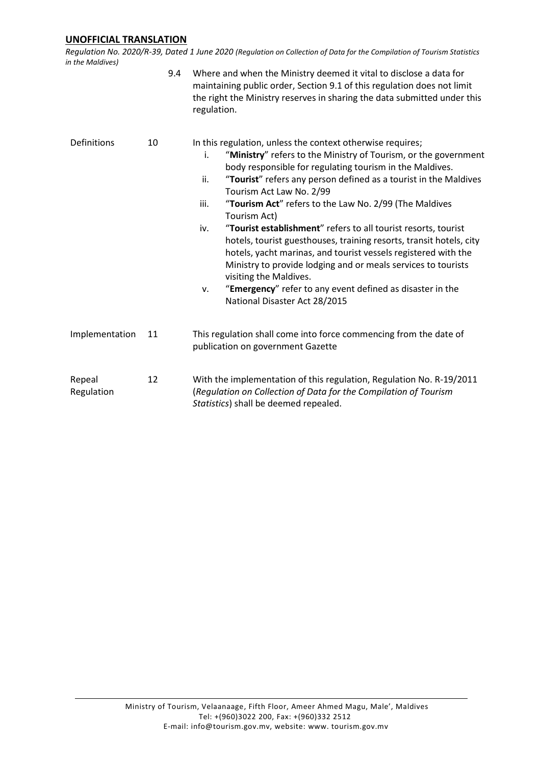9.4 Where and when the Ministry deemed it vital to disclose a data for maintaining public order, Section 9.1 of this regulation does not limit the right the Ministry reserves in sharing the data submitted under this regulation.

**Definitions**

10 In this regulation, unless the context otherwise requires;

i. "**Ministry**" refers to the Ministry of Tourism, or the government body responsible for regulating tourism in the Maldives.

ii. "**Tourist**" refers any person defined as a tourist in the Maldives Tourism Act Law No. 2/99

iii. "**Tourism Act**" refers to the Law No. 2/99 (The Maldives Tourism Act)

iv. "**Tourist establishment**" refers to all tourist resorts, tourist hotels, tourist guesthouses, training resorts, transit hotels, city hotels, yacht marinas, and tourist vessels registered with the Ministry to provide lodging and or meals services to tourists visiting the Maldives.

v. "**Emergency**" refer to any event defined as disaster in the National Disaster Act 28/2015

**Implementation**

11 This regulation shall come into force commencing from the date of publication on government Gazette

**Repeal Regulation**

12 With the implementation of this regulation, Regulation No. R-19/2011 (*Regulation on Collection of Data for the Compilation of Tourism Statistics*) shall be deemed repealed.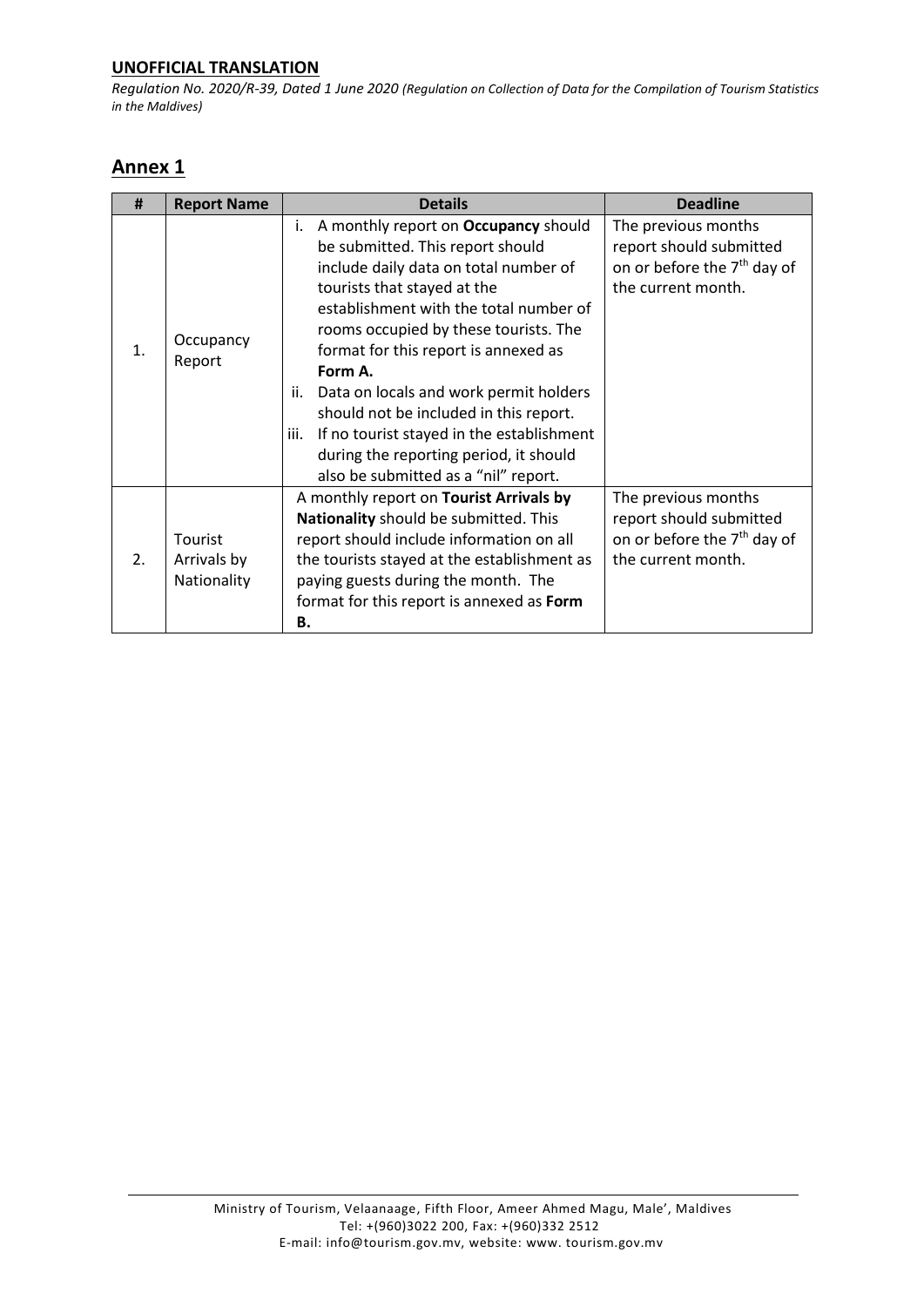**UNOFFICIAL TRANSLATION**

*Regulation No. 2020/R-39, Dated 1 June 2020 (Regulation on Collection of Data for the Compilation of Tourism Statistics in the Maldives)*

## Annex 1

| # | Report Name | Details | Deadline |
|---|---|---|---|
| 1. | Occupancy Report | i. A monthly report on **Occupancy** should be submitted. This report should include daily data on total number of tourists that stayed at the establishment with the total number of rooms occupied by these tourists. The format for this report is annexed as **Form A.**<br>ii. Data on locals and work permit holders should not be included in this report.<br>iii. If no tourist stayed in the establishment during the reporting period, it should also be submitted as a "nil" report. | The previous months report should submitted on or before the 7th day of the current month. |
| 2. | Tourist Arrivals by Nationality | A monthly report on **Tourist Arrivals by Nationality** should be submitted. This report should include information on all the tourists stayed at the establishment as paying guests during the month. The format for this report is annexed as **Form B.** | The previous months report should submitted on or before the 7th day of the current month. |

Ministry of Tourism, Velaanaage, Fifth Floor, Ameer Ahmed Magu, Male', Maldives
Tel: +(960)3022 200, Fax: +(960)332 2512
E-mail: info@tourism.gov.mv, website: www. tourism.gov.mv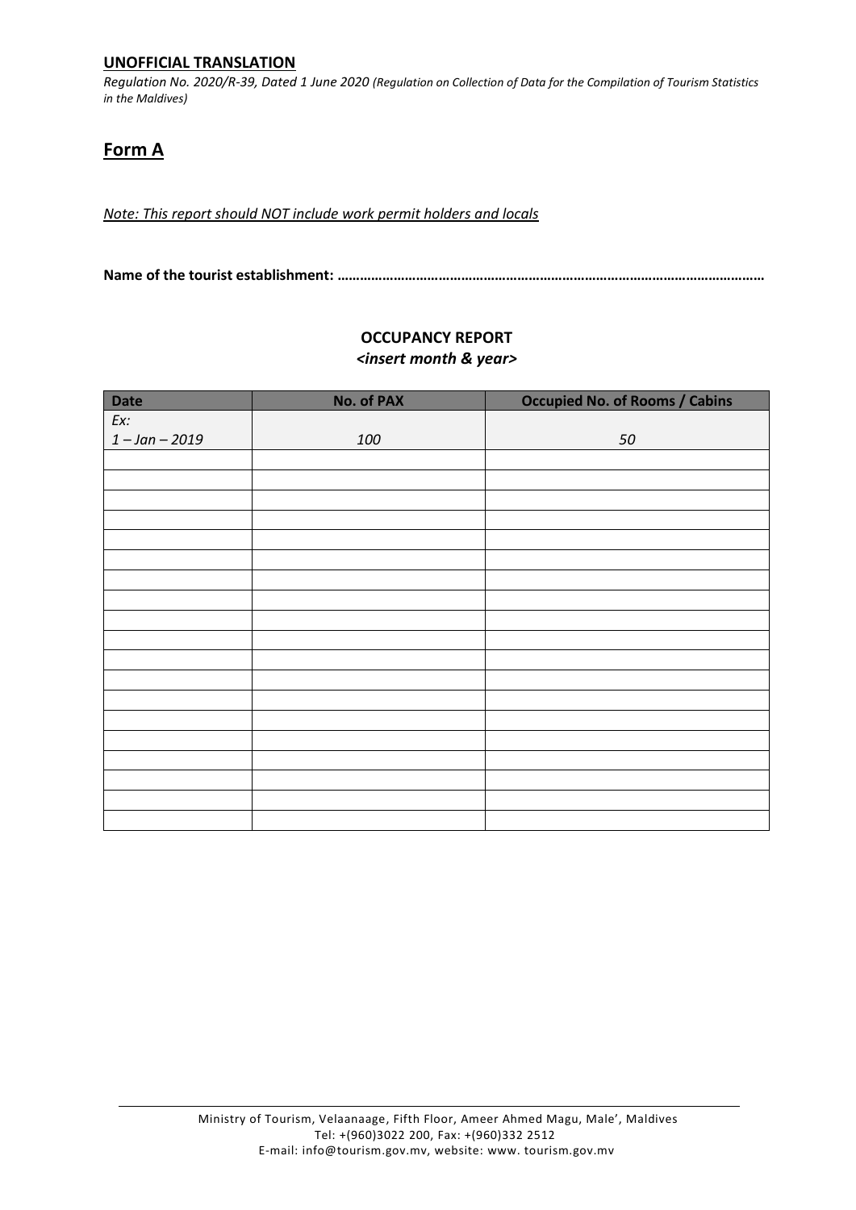**UNOFFICIAL TRANSLATION**

*Regulation No. 2020/R-39, Dated 1 June 2020 (Regulation on Collection of Data for the Compilation of Tourism Statistics in the Maldives)*

# Form A

*Note: This report should NOT include work permit holders and locals*

**Name of the tourist establishment: ……………………………………………………………………………………………………**

**OCCUPANCY REPORT**
***<insert month & year>***

| Date | No. of PAX | Occupied No. of Rooms / Cabins |
|---|---|---|
| *Ex: 1 – Jan – 2019* | *100* | *50* |
| | | |
| | | |
| | | |
| | | |
| | | |
| | | |
| | | |
| | | |
| | | |
| | | |
| | | |
| | | |
| | | |
| | | |
| | | |
| | | |
| | | |
| | | |
| | | |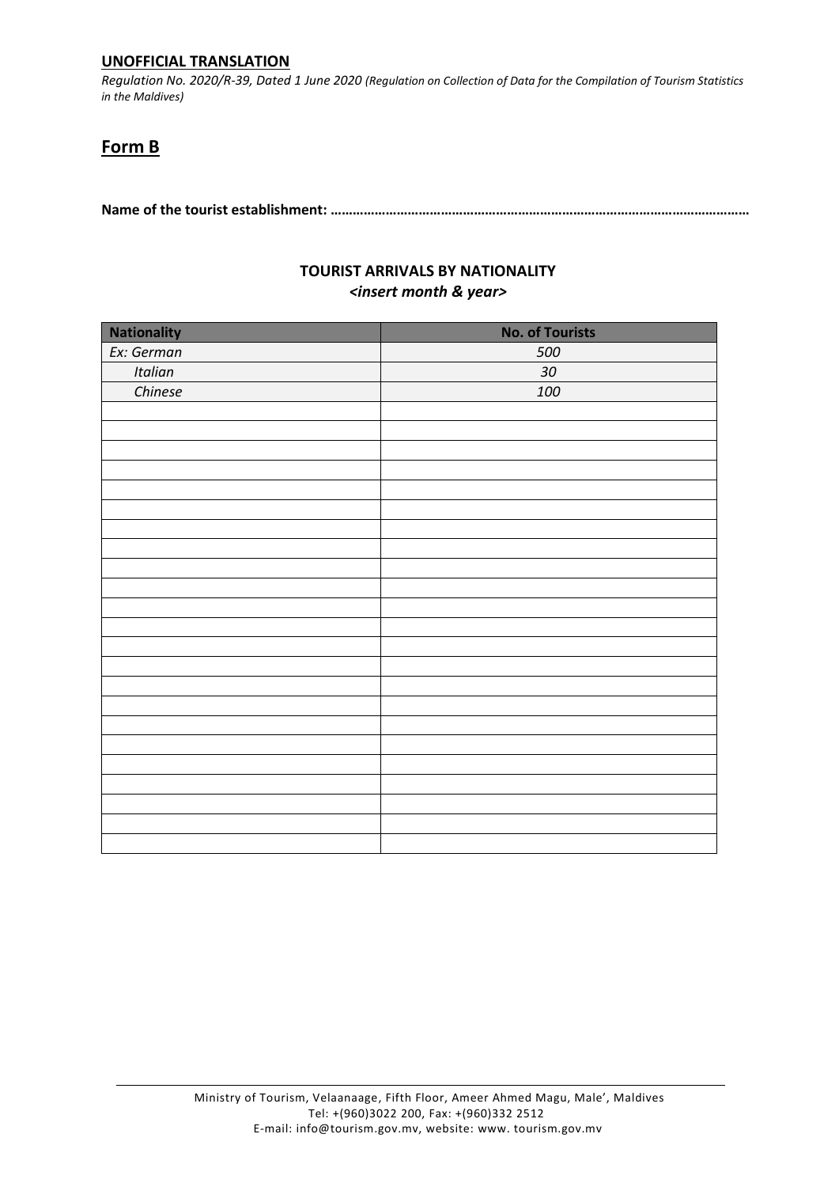**UNOFFICIAL TRANSLATION**

*Regulation No. 2020/R-39, Dated 1 June 2020 (Regulation on Collection of Data for the Compilation of Tourism Statistics in the Maldives)*

## Form B

**Name of the tourist establishment: ……………………………………………………………………………………………………**

**TOURIST ARRIVALS BY NATIONALITY**
***<insert month & year>***

| Nationality | No. of Tourists |
|---|---|
| *Ex: German* | *500* |
| *Italian* | *30* |
| *Chinese* | *100* |
| | |
| | |
| | |
| | |
| | |
| | |
| | |
| | |
| | |
| | |
| | |
| | |
| | |
| | |
| | |
| | |
| | |
| | |
| | |
| | |
| | |
| | |
| | |

Ministry of Tourism, Velaanaage, Fifth Floor, Ameer Ahmed Magu, Male', Maldives
Tel: +(960)3022 200, Fax: +(960)332 2512
E-mail: info@tourism.gov.mv, website: www. tourism.gov.mv